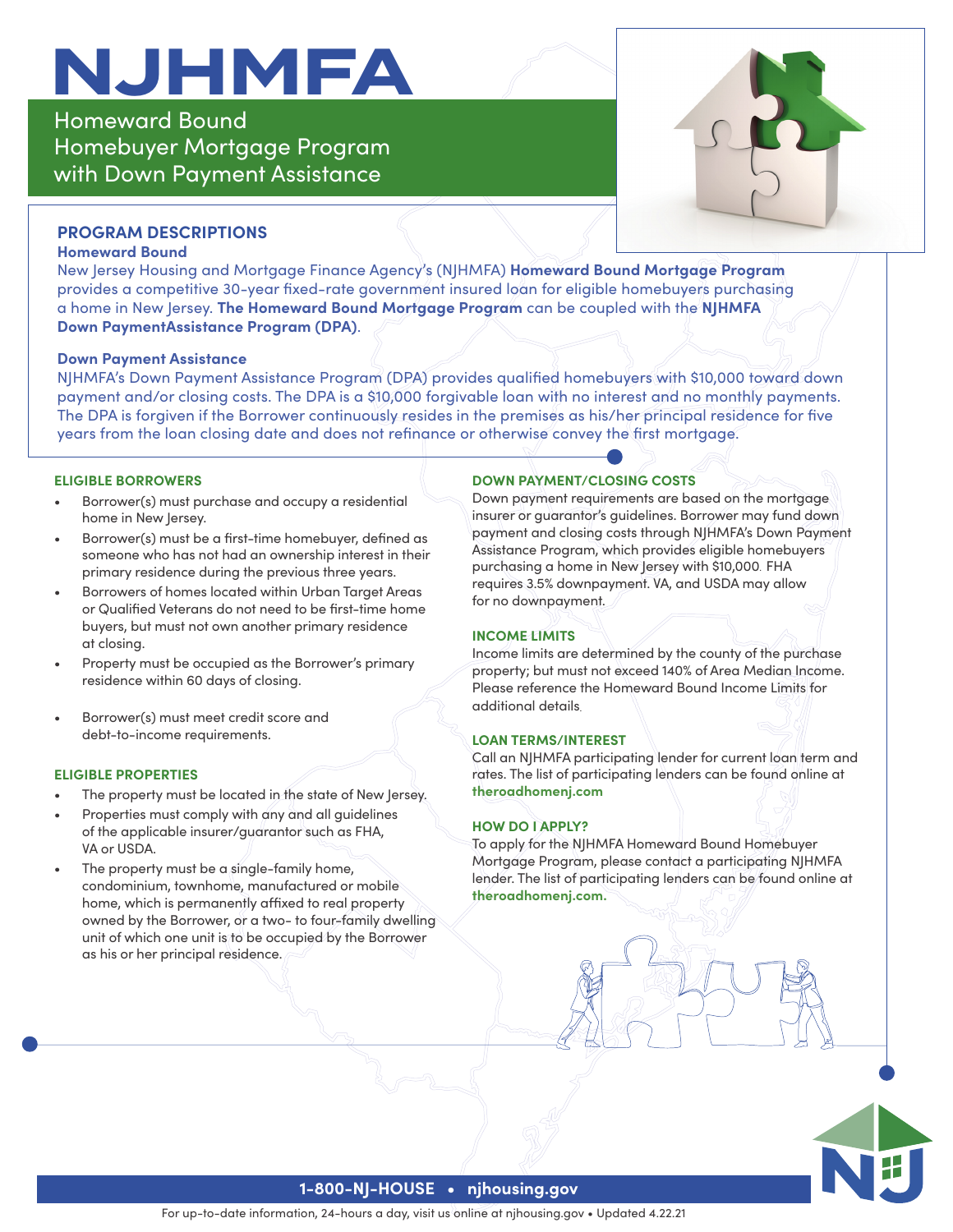# NJHMFA

## Homeward Bound Homebuyer Mortgage Program with Down Payment Assistance

## PROGRAM DESCRIPTIONS

### Homeward Bound

New Jersey Housing and Mortgage Finance Agency's (NJHMFA) **Homeward Bound Mortgage Program** provides a competitive 30-year fixed-rate government insured loan for eligible homebuyers purchasing a home in New Jersey. **The Homeward Bound Mortgage Program** can be coupled with the **NJHMFA Down PaymentAssistance Program (DPA)**.

### Down Payment Assistance

NJHMFA's Down Payment Assistance Program (DPA) provides qualified homebuyers with $10,000 toward down payment and/or closing costs. The DPA is a $10,000 forgivable loan with no interest and no monthly payments. The DPA is forgiven if the Borrower continuously resides in the premises as his/her principal residence for five years from the loan closing date and does not refinance or otherwise convey the first mortgage.

### ELIGIBLE BORROWERS

- Borrower(s) must purchase and occupy a residential home in New Jersey.
- Borrower(s) must be a first-time homebuyer, defined as someone who has not had an ownership interest in their primary residence during the previous three years.
- Borrowers of homes located within Urban Target Areas or Qualified Veterans do not need to be first-time home buyers, but must not own another primary residence at closing.
- Property must be occupied as the Borrower's primary residence within 60 days of closing.
- Borrower(s) must meet credit score and debt-to-income requirements.

### ELIGIBLE PROPERTIES

- The property must be located in the state of New Jersey.
- Properties must comply with any and all guidelines of the applicable insurer/guarantor such as FHA, VA or USDA.
- The property must be a single-family home, condominium, townhome, manufactured or mobile home, which is permanently affixed to real property owned by the Borrower, or a two- to four-family dwelling unit of which one unit is to be occupied by the Borrower as his or her principal residence.

### DOWN PAYMENT/CLOSING COSTS

Down payment requirements are based on the mortgage insurer or guarantor's guidelines. Borrower may fund down payment and closing costs through NJHMFA's Down Payment Assistance Program, which provides eligible homebuyers purchasing a home in New Jersey with $10,000. FHA requires 3.5% downpayment. VA, and USDA may allow for no downpayment.

### INCOME LIMITS

Income limits are determined by the county of the purchase property; but must not exceed 140% of Area Median Income. Please reference the Homeward Bound Income Limits for additional details.

### LOAN TERMS/INTEREST

Call an NJHMFA participating lender for current loan term and rates. The list of participating lenders can be found online at **theroadhomenj.com**

### HOW DO I APPLY?

To apply for the NJHMFA Homeward Bound Homebuyer Mortgage Program, please contact a participating NJHMFA lender. The list of participating lenders can be found online at **theroadhomenj.com.**

**1-800-NJ-HOUSE • njhousing.gov**

For up-to-date information, 24-hours a day, visit us online at njhousing.gov • Updated 4.22.21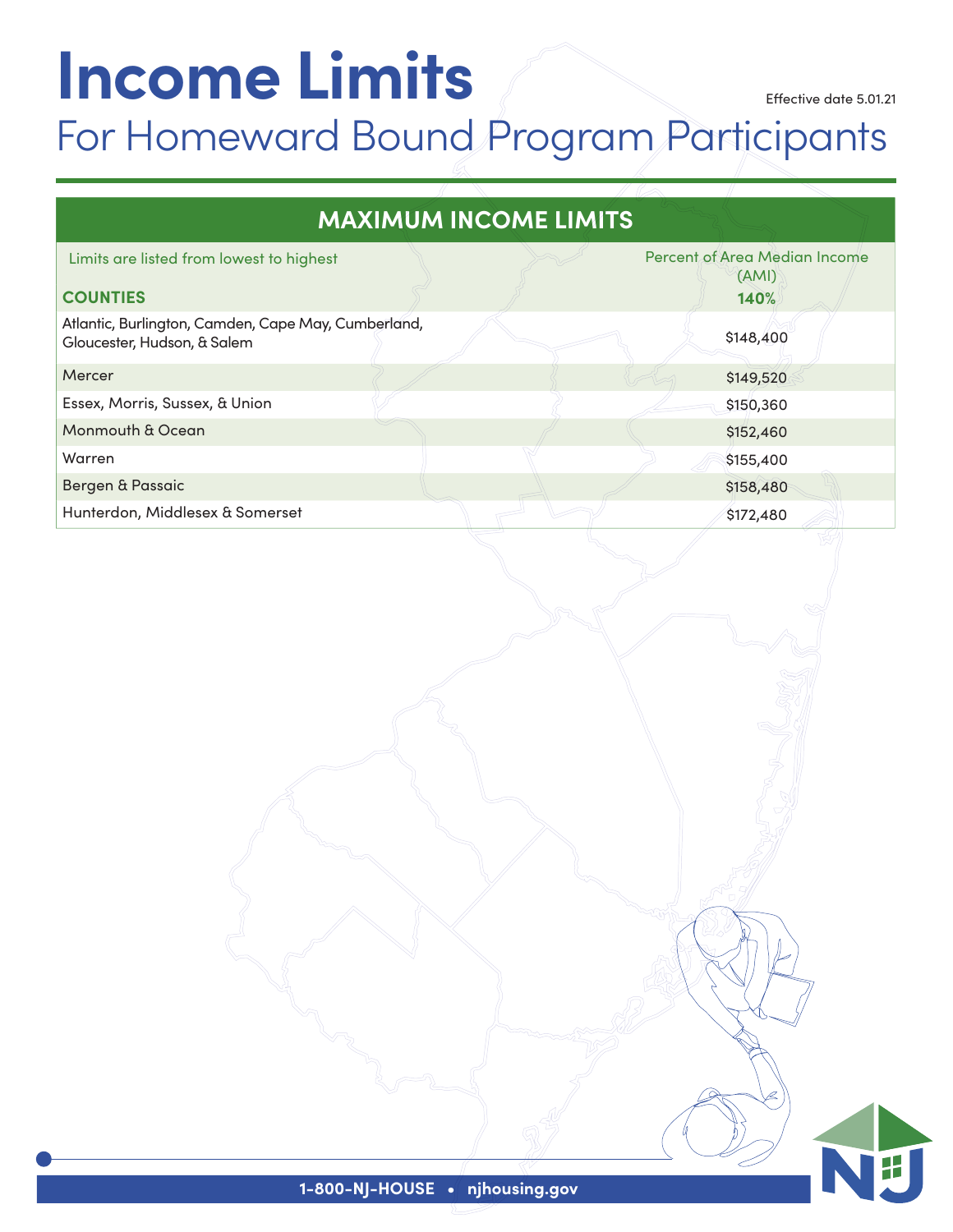# Income Limits

Effective date 5.01.21

## For Homeward Bound Program Participants

| MAXIMUM INCOME LIMITS | |
|---|---|
| Limits are listed from lowest to highest | Percent of Area Median Income (AMI) |
| **COUNTIES** | **140%** |
| Atlantic, Burlington, Camden, Cape May, Cumberland, Gloucester, Hudson, & Salem | $148,400 |
| Mercer | $149,520 |
| Essex, Morris, Sussex, & Union | $150,360 |
| Monmouth & Ocean | $152,460 |
| Warren | $155,400 |
| Bergen & Passaic | $158,480 |
| Hunterdon, Middlesex & Somerset | $172,480 |

**1-800-NJ-HOUSE • njhousing.gov**